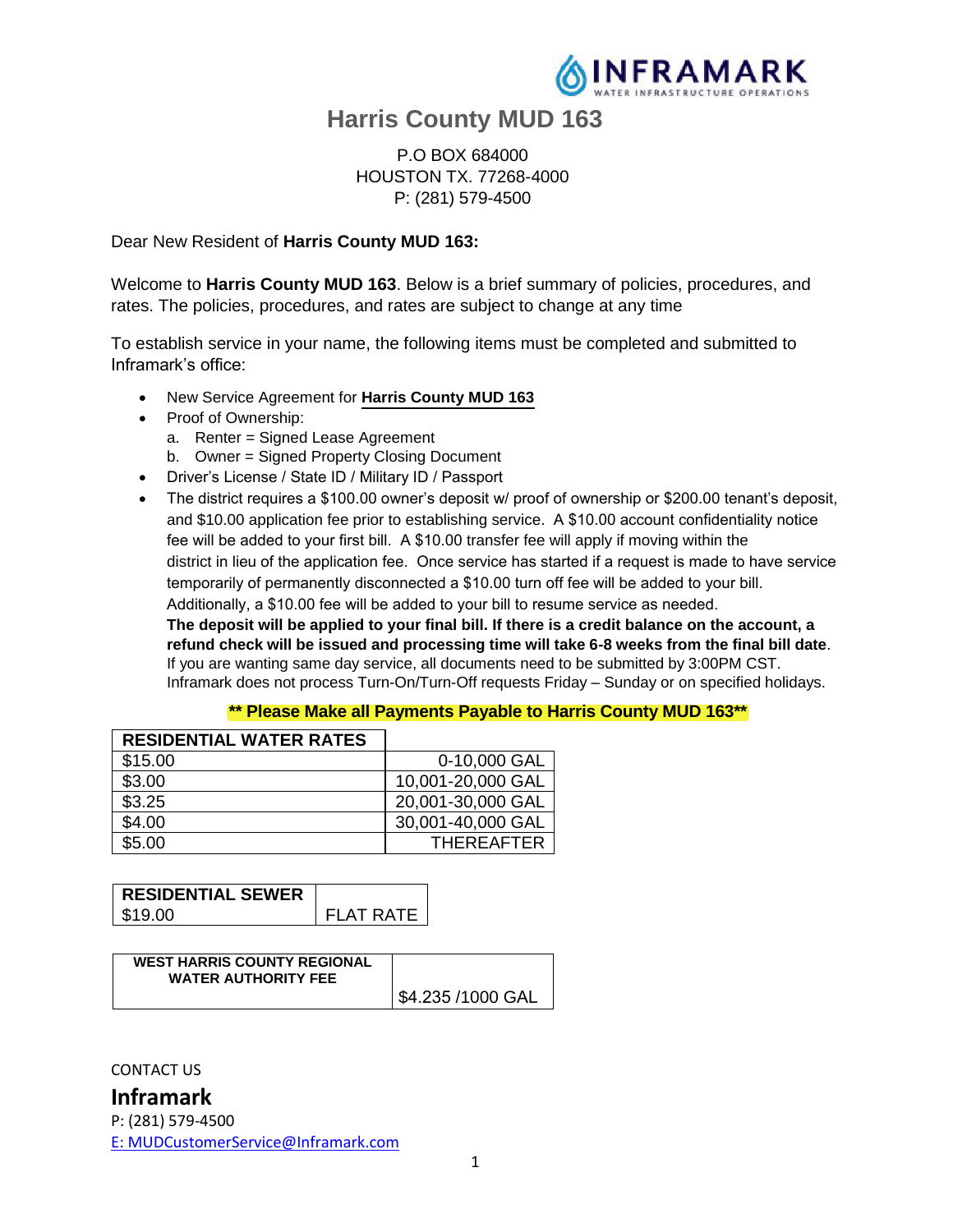INFRAMARK
WATER INFRASTRUCTURE OPERATIONS

# Harris County MUD 163

P.O BOX 684000
HOUSTON TX. 77268-4000
P: (281) 579-4500

Dear New Resident of **Harris County MUD 163:**

Welcome to **Harris County MUD 163**. Below is a brief summary of policies, procedures, and rates. The policies, procedures, and rates are subject to change at any time

To establish service in your name, the following items must be completed and submitted to Inframark's office:

- New Service Agreement for **Harris County MUD 163**
- Proof of Ownership:
  a. Renter = Signed Lease Agreement
  b. Owner = Signed Property Closing Document
- Driver's License / State ID / Military ID / Passport
- The district requires a $100.00 owner's deposit w/ proof of ownership or $200.00 tenant's deposit, and $10.00 application fee prior to establishing service. A $10.00 account confidentiality notice fee will be added to your first bill. A $10.00 transfer fee will apply if moving within the district in lieu of the application fee. Once service has started if a request is made to have service temporarily of permanently disconnected a $10.00 turn off fee will be added to your bill. Additionally, a $10.00 fee will be added to your bill to resume service as needed.
  **The deposit will be applied to your final bill. If there is a credit balance on the account, a refund check will be issued and processing time will take 6-8 weeks from the final bill date**.
  If you are wanting same day service, all documents need to be submitted by 3:00PM CST.
  Inframark does not process Turn-On/Turn-Off requests Friday – Sunday or on specified holidays.

**\*\* Please Make all Payments Payable to Harris County MUD 163\*\***

| RESIDENTIAL WATER RATES | |
|---|---|
| $15.00 | 0-10,000 GAL |
| $3.00 | 10,001-20,000 GAL |
| $3.25 | 20,001-30,000 GAL |
| $4.00 | 30,001-40,000 GAL |
| $5.00 | THEREAFTER |

| RESIDENTIAL SEWER | |
|---|---|
| $19.00 | FLAT RATE |

| WEST HARRIS COUNTY REGIONAL WATER AUTHORITY FEE | $4.235 /1000 GAL |
|---|---|

CONTACT US

**Inframark**
P: (281) 579-4500
E: MUDCustomerService@Inframark.com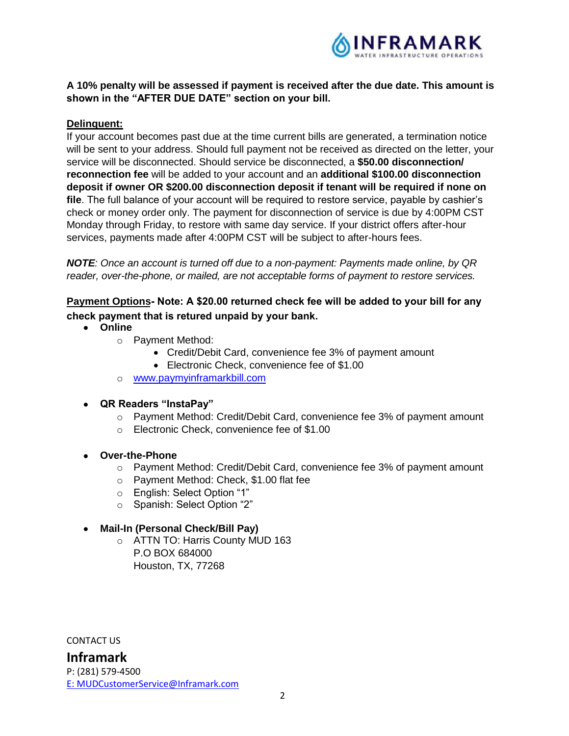**A 10% penalty will be assessed if payment is received after the due date. This amount is shown in the "AFTER DUE DATE" section on your bill.**

**Delinquent:**

If your account becomes past due at the time current bills are generated, a termination notice will be sent to your address. Should full payment not be received as directed on the letter, your service will be disconnected. Should service be disconnected, a **$50.00 disconnection/ reconnection fee** will be added to your account and an **additional $100.00 disconnection deposit if owner OR $200.00 disconnection deposit if tenant will be required if none on file**. The full balance of your account will be required to restore service, payable by cashier's check or money order only. The payment for disconnection of service is due by 4:00PM CST Monday through Friday, to restore with same day service. If your district offers after-hour services, payments made after 4:00PM CST will be subject to after-hours fees.

***NOTE**: Once an account is turned off due to a non-payment: Payments made online, by QR reader, over-the-phone, or mailed, are not acceptable forms of payment to restore services.*

**Payment Options- Note: A $20.00 returned check fee will be added to your bill for any check payment that is retured unpaid by your bank.**

- **Online**
  - Payment Method:
    - Credit/Debit Card, convenience fee 3% of payment amount
    - Electronic Check, convenience fee of $1.00
  - www.paymyinframarkbill.com
- **QR Readers "InstaPay"**
  - Payment Method: Credit/Debit Card, convenience fee 3% of payment amount
  - Electronic Check, convenience fee of $1.00
- **Over-the-Phone**
  - Payment Method: Credit/Debit Card, convenience fee 3% of payment amount
  - Payment Method: Check, $1.00 flat fee
  - English: Select Option "1"
  - Spanish: Select Option "2"
- **Mail-In (Personal Check/Bill Pay)**
  - ATTN TO: Harris County MUD 163
    P.O BOX 684000
    Houston, TX, 77268

CONTACT US

**Inframark**

P: (281) 579-4500

E: MUDCustomerService@Inframark.com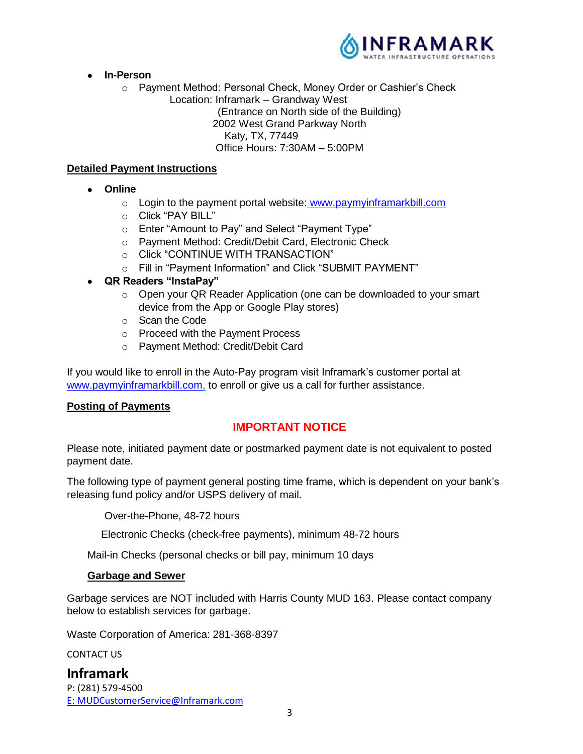- **In-Person**
  - Payment Method: Personal Check, Money Order or Cashier's Check
    Location: Inframark – Grandway West
    (Entrance on North side of the Building)
    2002 West Grand Parkway North
    Katy, TX, 77449
    Office Hours: 7:30AM – 5:00PM

**Detailed Payment Instructions**

- **Online**
  - Login to the payment portal website: www.paymyinframarkbill.com
  - Click "PAY BILL"
  - Enter "Amount to Pay" and Select "Payment Type"
  - Payment Method: Credit/Debit Card, Electronic Check
  - Click "CONTINUE WITH TRANSACTION"
  - Fill in "Payment Information" and Click "SUBMIT PAYMENT"
- **QR Readers "InstaPay"**
  - Open your QR Reader Application (one can be downloaded to your smart device from the App or Google Play stores)
  - Scan the Code
  - Proceed with the Payment Process
  - Payment Method: Credit/Debit Card

If you would like to enroll in the Auto-Pay program visit Inframark's customer portal at www.paymyinframarkbill.com, to enroll or give us a call for further assistance.

**Posting of Payments**

**IMPORTANT NOTICE**

Please note, initiated payment date or postmarked payment date is not equivalent to posted payment date.

The following type of payment general posting time frame, which is dependent on your bank's releasing fund policy and/or USPS delivery of mail.

Over-the-Phone, 48-72 hours

Electronic Checks (check-free payments), minimum 48-72 hours

Mail-in Checks (personal checks or bill pay, minimum 10 days

**Garbage and Sewer**

Garbage services are NOT included with Harris County MUD 163. Please contact company below to establish services for garbage.

Waste Corporation of America: 281-368-8397

CONTACT US

## Inframark

P: (281) 579-4500
E: MUDCustomerService@Inframark.com